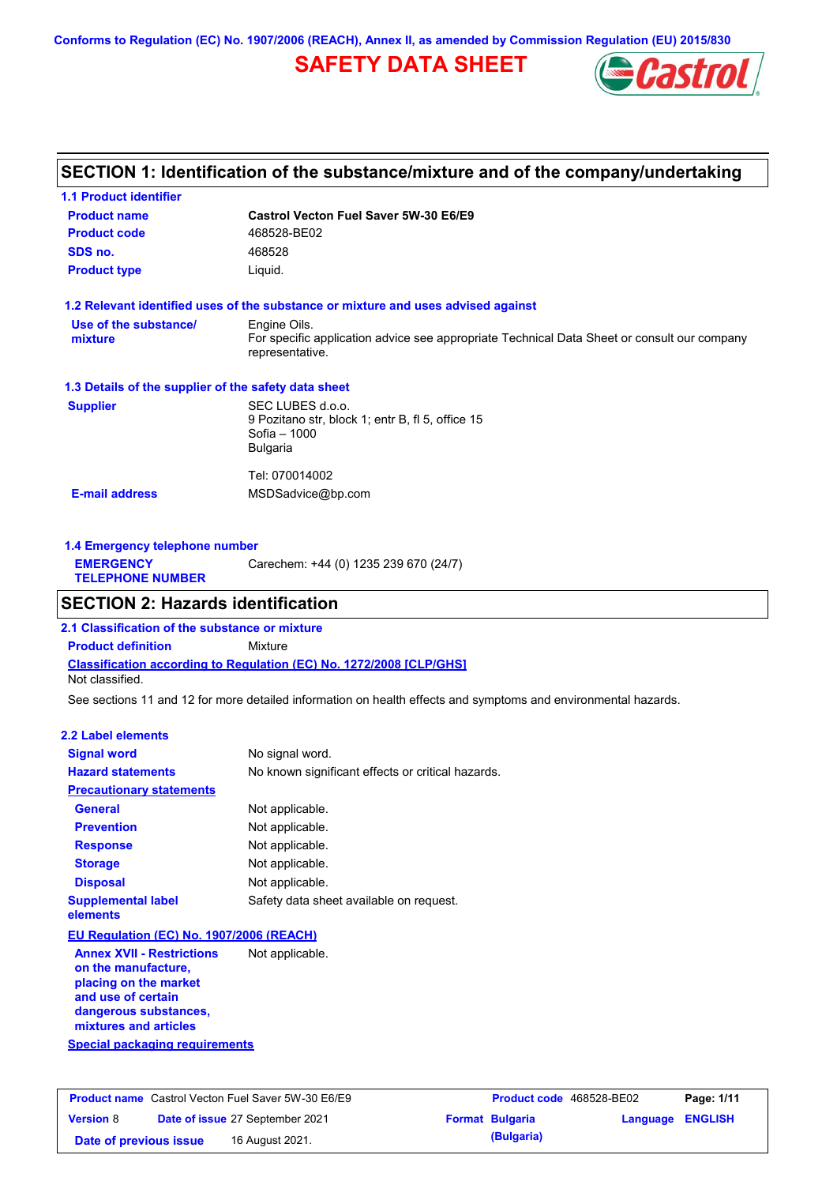Conforms to Regulation (EC) No. 1907/2006 (REACH), Annex II, as amended by Commission Regulation (EU) 2015/830

# SAFETY DATA SHEET

## SECTION 1: Identification of the substance/mixture and of the company/undertaking

### 1.1 Product identifier

| | |
|---|---|
| **Product name** | **Castrol Vecton Fuel Saver 5W-30 E6/E9** |
| **Product code** | 468528-BE02 |
| **SDS no.** | 468528 |
| **Product type** | Liquid. |

### 1.2 Relevant identified uses of the substance or mixture and uses advised against

**Use of the substance/ mixture**: Engine Oils.
For specific application advice see appropriate Technical Data Sheet or consult our company representative.

### 1.3 Details of the supplier of the safety data sheet

**Supplier**
SEC LUBES d.o.o.
9 Pozitano str, block 1; entr B, fl 5, office 15
Sofia – 1000
Bulgaria

Tel: 070014002

**E-mail address**: MSDSadvice@bp.com

### 1.4 Emergency telephone number

**EMERGENCY TELEPHONE NUMBER**: Carechem: +44 (0) 1235 239 670 (24/7)

## SECTION 2: Hazards identification

### 2.1 Classification of the substance or mixture

**Product definition**: Mixture

**Classification according to Regulation (EC) No. 1272/2008 [CLP/GHS]**
Not classified.

See sections 11 and 12 for more detailed information on health effects and symptoms and environmental hazards.

### 2.2 Label elements

| | |
|---|---|
| **Signal word** | No signal word. |
| **Hazard statements** | No known significant effects or critical hazards. |

**Precautionary statements**

| | |
|---|---|
| **General** | Not applicable. |
| **Prevention** | Not applicable. |
| **Response** | Not applicable. |
| **Storage** | Not applicable. |
| **Disposal** | Not applicable. |
| **Supplemental label elements** | Safety data sheet available on request. |

**EU Regulation (EC) No. 1907/2006 (REACH)**

**Annex XVII - Restrictions on the manufacture, placing on the market and use of certain dangerous substances, mixtures and articles**: Not applicable.

**Special packaging requirements**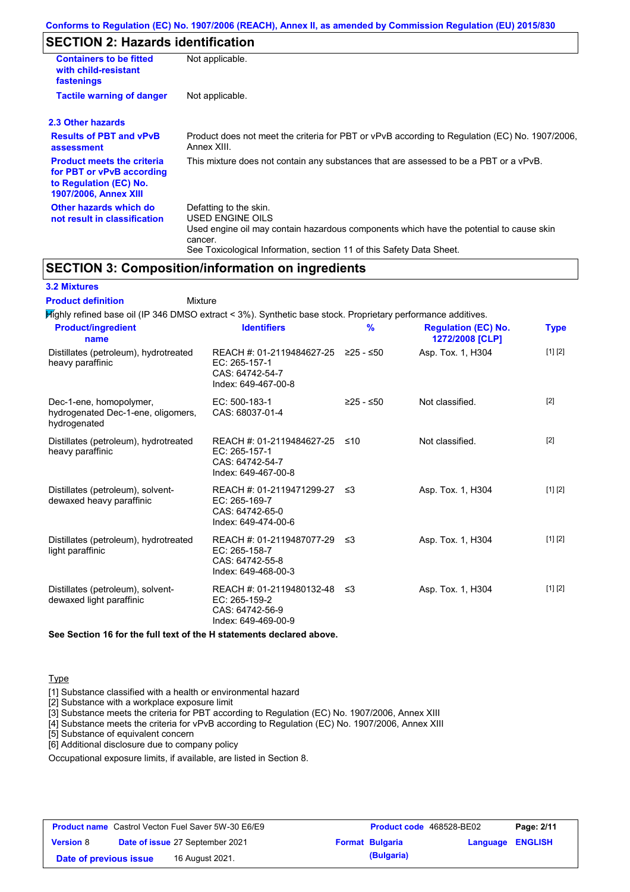## SECTION 2: Hazards identification

| | |
|---|---|
| **Containers to be fitted with child-resistant fastenings** | Not applicable. |
| **Tactile warning of danger** | Not applicable. |

### 2.3 Other hazards

| | |
|---|---|
| **Results of PBT and vPvB assessment** | Product does not meet the criteria for PBT or vPvB according to Regulation (EC) No. 1907/2006, Annex XIII. |
| **Product meets the criteria for PBT or vPvB according to Regulation (EC) No. 1907/2006, Annex XIII** | This mixture does not contain any substances that are assessed to be a PBT or a vPvB. |
| **Other hazards which do not result in classification** | Defatting to the skin. USED ENGINE OILS Used engine oil may contain hazardous components which have the potential to cause skin cancer. See Toxicological Information, section 11 of this Safety Data Sheet. |

## SECTION 3: Composition/information on ingredients

### 3.2 Mixtures

**Product definition** Mixture

Highly refined base oil (IP 346 DMSO extract < 3%). Synthetic base stock. Proprietary performance additives.

| Product/ingredient name | Identifiers | % | Regulation (EC) No. 1272/2008 [CLP] | Type |
|---|---|---|---|---|
| Distillates (petroleum), hydrotreated heavy paraffinic | REACH #: 01-2119484627-25<br>EC: 265-157-1<br>CAS: 64742-54-7<br>Index: 649-467-00-8 | ≥25 - ≤50 | Asp. Tox. 1, H304 | [1] [2] |
| Dec-1-ene, homopolymer, hydrogenated Dec-1-ene, oligomers, hydrogenated | EC: 500-183-1<br>CAS: 68037-01-4 | ≥25 - ≤50 | Not classified. | [2] |
| Distillates (petroleum), hydrotreated heavy paraffinic | REACH #: 01-2119484627-25<br>EC: 265-157-1<br>CAS: 64742-54-7<br>Index: 649-467-00-8 | ≤10 | Not classified. | [2] |
| Distillates (petroleum), solvent-dewaxed heavy paraffinic | REACH #: 01-2119471299-27<br>EC: 265-169-7<br>CAS: 64742-65-0<br>Index: 649-474-00-6 | ≤3 | Asp. Tox. 1, H304 | [1] [2] |
| Distillates (petroleum), hydrotreated light paraffinic | REACH #: 01-2119487077-29<br>EC: 265-158-7<br>CAS: 64742-55-8<br>Index: 649-468-00-3 | ≤3 | Asp. Tox. 1, H304 | [1] [2] |
| Distillates (petroleum), solvent-dewaxed light paraffinic | REACH #: 01-2119480132-48<br>EC: 265-159-2<br>CAS: 64742-56-9<br>Index: 649-469-00-9 | ≤3 | Asp. Tox. 1, H304 | [1] [2] |

**See Section 16 for the full text of the H statements declared above.**

Type

[1] Substance classified with a health or environmental hazard
[2] Substance with a workplace exposure limit
[3] Substance meets the criteria for PBT according to Regulation (EC) No. 1907/2006, Annex XIII
[4] Substance meets the criteria for vPvB according to Regulation (EC) No. 1907/2006, Annex XIII
[5] Substance of equivalent concern
[6] Additional disclosure due to company policy

Occupational exposure limits, if available, are listed in Section 8.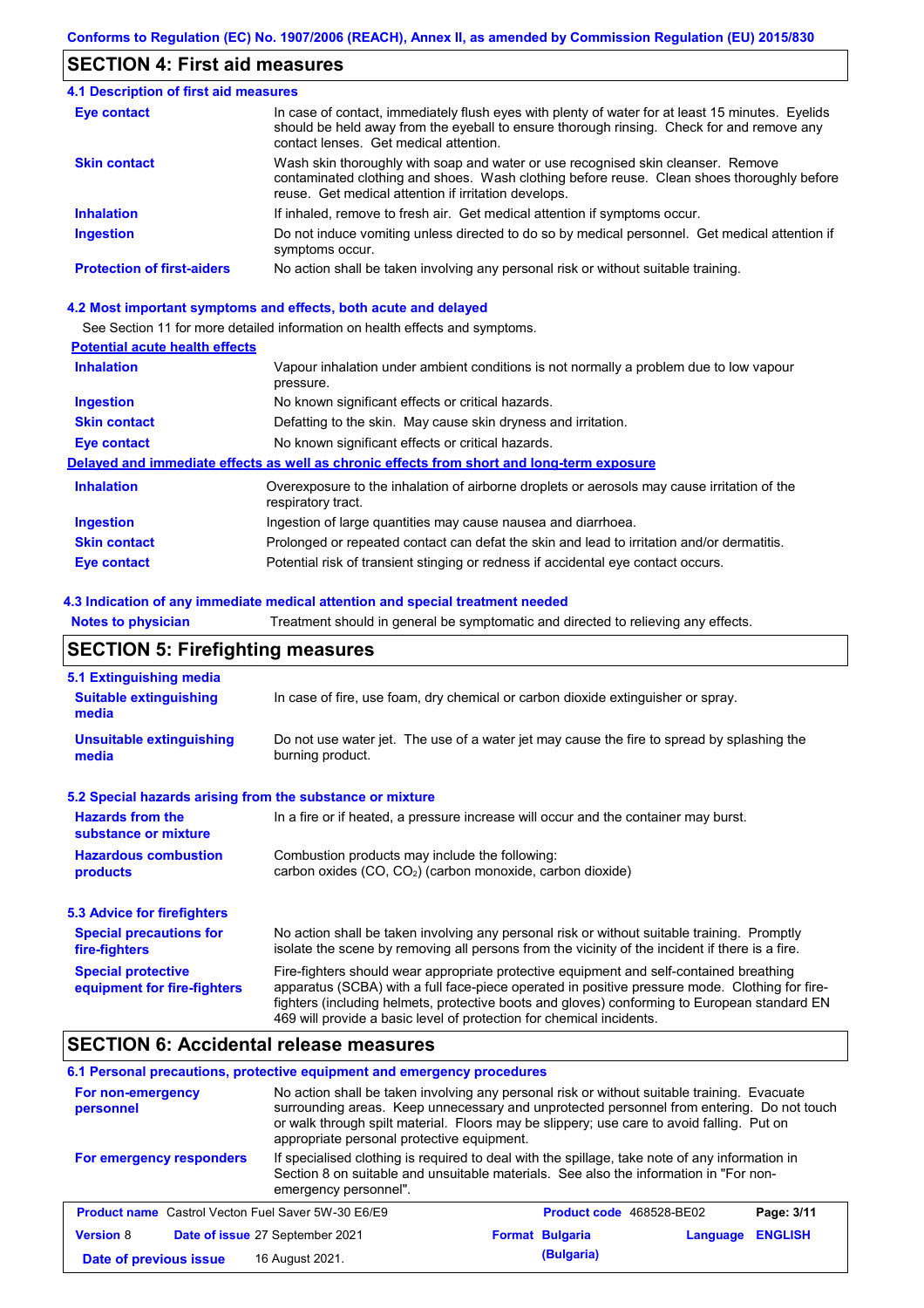## SECTION 4: First aid measures

### 4.1 Description of first aid measures

| | |
|---|---|
| **Eye contact** | In case of contact, immediately flush eyes with plenty of water for at least 15 minutes. Eyelids should be held away from the eyeball to ensure thorough rinsing. Check for and remove any contact lenses. Get medical attention. |
| **Skin contact** | Wash skin thoroughly with soap and water or use recognised skin cleanser. Remove contaminated clothing and shoes. Wash clothing before reuse. Clean shoes thoroughly before reuse. Get medical attention if irritation develops. |
| **Inhalation** | If inhaled, remove to fresh air. Get medical attention if symptoms occur. |
| **Ingestion** | Do not induce vomiting unless directed to do so by medical personnel. Get medical attention if symptoms occur. |
| **Protection of first-aiders** | No action shall be taken involving any personal risk or without suitable training. |

### 4.2 Most important symptoms and effects, both acute and delayed

See Section 11 for more detailed information on health effects and symptoms.

**Potential acute health effects**

| | |
|---|---|
| **Inhalation** | Vapour inhalation under ambient conditions is not normally a problem due to low vapour pressure. |
| **Ingestion** | No known significant effects or critical hazards. |
| **Skin contact** | Defatting to the skin. May cause skin dryness and irritation. |
| **Eye contact** | No known significant effects or critical hazards. |

**Delayed and immediate effects as well as chronic effects from short and long-term exposure**

| | |
|---|---|
| **Inhalation** | Overexposure to the inhalation of airborne droplets or aerosols may cause irritation of the respiratory tract. |
| **Ingestion** | Ingestion of large quantities may cause nausea and diarrhoea. |
| **Skin contact** | Prolonged or repeated contact can defat the skin and lead to irritation and/or dermatitis. |
| **Eye contact** | Potential risk of transient stinging or redness if accidental eye contact occurs. |

### 4.3 Indication of any immediate medical attention and special treatment needed

| | |
|---|---|
| **Notes to physician** | Treatment should in general be symptomatic and directed to relieving any effects. |

## SECTION 5: Firefighting measures

### 5.1 Extinguishing media

| | |
|---|---|
| **Suitable extinguishing media** | In case of fire, use foam, dry chemical or carbon dioxide extinguisher or spray. |
| **Unsuitable extinguishing media** | Do not use water jet. The use of a water jet may cause the fire to spread by splashing the burning product. |

### 5.2 Special hazards arising from the substance or mixture

| | |
|---|---|
| **Hazards from the substance or mixture** | In a fire or if heated, a pressure increase will occur and the container may burst. |
| **Hazardous combustion products** | Combustion products may include the following: carbon oxides (CO, $CO_2$) (carbon monoxide, carbon dioxide) |

### 5.3 Advice for firefighters

| | |
|---|---|
| **Special precautions for fire-fighters** | No action shall be taken involving any personal risk or without suitable training. Promptly isolate the scene by removing all persons from the vicinity of the incident if there is a fire. |
| **Special protective equipment for fire-fighters** | Fire-fighters should wear appropriate protective equipment and self-contained breathing apparatus (SCBA) with a full face-piece operated in positive pressure mode. Clothing for fire-fighters (including helmets, protective boots and gloves) conforming to European standard EN 469 will provide a basic level of protection for chemical incidents. |

## SECTION 6: Accidental release measures

### 6.1 Personal precautions, protective equipment and emergency procedures

| | |
|---|---|
| **For non-emergency personnel** | No action shall be taken involving any personal risk or without suitable training. Evacuate surrounding areas. Keep unnecessary and unprotected personnel from entering. Do not touch or walk through spilt material. Floors may be slippery; use care to avoid falling. Put on appropriate personal protective equipment. |
| **For emergency responders** | If specialised clothing is required to deal with the spillage, take note of any information in Section 8 on suitable and unsuitable materials. See also the information in "For non-emergency personnel". |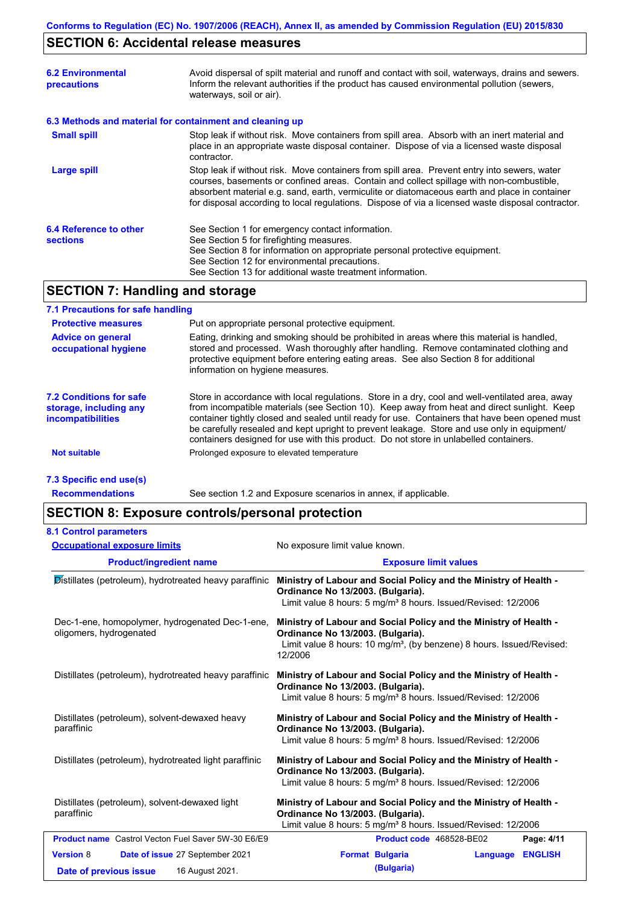Conforms to Regulation (EC) No. 1907/2006 (REACH), Annex II, as amended by Commission Regulation (EU) 2015/830

## SECTION 6: Accidental release measures

**6.2 Environmental precautions**

Avoid dispersal of spilt material and runoff and contact with soil, waterways, drains and sewers. Inform the relevant authorities if the product has caused environmental pollution (sewers, waterways, soil or air).

**6.3 Methods and material for containment and cleaning up**

**Small spill**

Stop leak if without risk. Move containers from spill area. Absorb with an inert material and place in an appropriate waste disposal container. Dispose of via a licensed waste disposal contractor.

**Large spill**

Stop leak if without risk. Move containers from spill area. Prevent entry into sewers, water courses, basements or confined areas. Contain and collect spillage with non-combustible, absorbent material e.g. sand, earth, vermiculite or diatomaceous earth and place in container for disposal according to local regulations. Dispose of via a licensed waste disposal contractor.

**6.4 Reference to other sections**

See Section 1 for emergency contact information.
See Section 5 for firefighting measures.
See Section 8 for information on appropriate personal protective equipment.
See Section 12 for environmental precautions.
See Section 13 for additional waste treatment information.

## SECTION 7: Handling and storage

**7.1 Precautions for safe handling**

**Protective measures**

Put on appropriate personal protective equipment.

**Advice on general occupational hygiene**

Eating, drinking and smoking should be prohibited in areas where this material is handled, stored and processed. Wash thoroughly after handling. Remove contaminated clothing and protective equipment before entering eating areas. See also Section 8 for additional information on hygiene measures.

**7.2 Conditions for safe storage, including any incompatibilities**

Store in accordance with local regulations. Store in a dry, cool and well-ventilated area, away from incompatible materials (see Section 10). Keep away from heat and direct sunlight. Keep container tightly closed and sealed until ready for use. Containers that have been opened must be carefully resealed and kept upright to prevent leakage. Store and use only in equipment/ containers designed for use with this product. Do not store in unlabelled containers.

**Not suitable**

Prolonged exposure to elevated temperature

**7.3 Specific end use(s)**

**Recommendations**

See section 1.2 and Exposure scenarios in annex, if applicable.

## SECTION 8: Exposure controls/personal protection

**8.1 Control parameters**

**Occupational exposure limits**

No exposure limit value known.

| Product/ingredient name | Exposure limit values |
|---|---|
| Distillates (petroleum), hydrotreated heavy paraffinic | **Ministry of Labour and Social Policy and the Ministry of Health - Ordinance No 13/2003. (Bulgaria).** Limit value 8 hours: 5 mg/m³ 8 hours. Issued/Revised: 12/2006 |
| Dec-1-ene, homopolymer, hydrogenated Dec-1-ene, oligomers, hydrogenated | **Ministry of Labour and Social Policy and the Ministry of Health - Ordinance No 13/2003. (Bulgaria).** Limit value 8 hours: 10 mg/m³, (by benzene) 8 hours. Issued/Revised: 12/2006 |
| Distillates (petroleum), hydrotreated heavy paraffinic | **Ministry of Labour and Social Policy and the Ministry of Health - Ordinance No 13/2003. (Bulgaria).** Limit value 8 hours: 5 mg/m³ 8 hours. Issued/Revised: 12/2006 |
| Distillates (petroleum), solvent-dewaxed heavy paraffinic | **Ministry of Labour and Social Policy and the Ministry of Health - Ordinance No 13/2003. (Bulgaria).** Limit value 8 hours: 5 mg/m³ 8 hours. Issued/Revised: 12/2006 |
| Distillates (petroleum), hydrotreated light paraffinic | **Ministry of Labour and Social Policy and the Ministry of Health - Ordinance No 13/2003. (Bulgaria).** Limit value 8 hours: 5 mg/m³ 8 hours. Issued/Revised: 12/2006 |
| Distillates (petroleum), solvent-dewaxed light paraffinic | **Ministry of Labour and Social Policy and the Ministry of Health - Ordinance No 13/2003. (Bulgaria).** Limit value 8 hours: 5 mg/m³ 8 hours. Issued/Revised: 12/2006 |

| **Product name** Castrol Vecton Fuel Saver 5W-30 E6/E9 | **Product code** 468528-BE02 | |
|---|---|---|
| **Version** 8 **Date of issue** 27 September 2021 | **Format** Bulgaria (Bulgaria) | **Language** ENGLISH |
| **Date of previous issue** 16 August 2021. | | |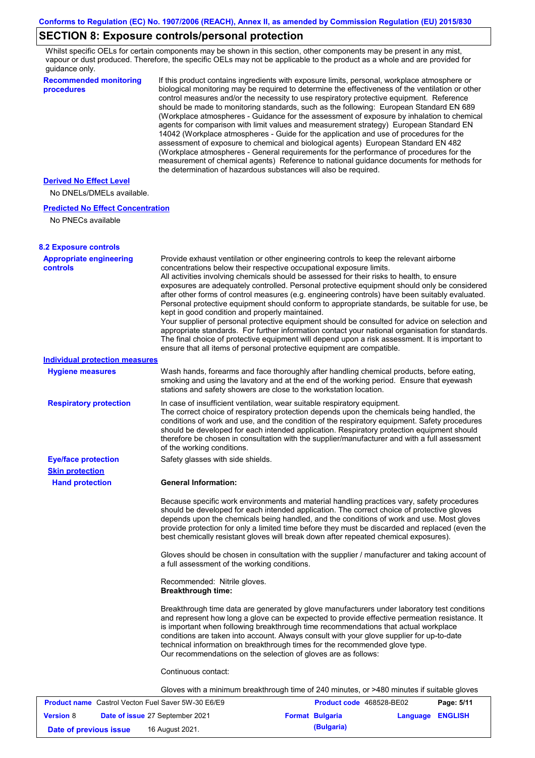Conforms to Regulation (EC) No. 1907/2006 (REACH), Annex II, as amended by Commission Regulation (EU) 2015/830

## SECTION 8: Exposure controls/personal protection

Whilst specific OELs for certain components may be shown in this section, other components may be present in any mist, vapour or dust produced. Therefore, the specific OELs may not be applicable to the product as a whole and are provided for guidance only.

**Recommended monitoring procedures**

If this product contains ingredients with exposure limits, personal, workplace atmosphere or biological monitoring may be required to determine the effectiveness of the ventilation or other control measures and/or the necessity to use respiratory protective equipment. Reference should be made to monitoring standards, such as the following: European Standard EN 689 (Workplace atmospheres - Guidance for the assessment of exposure by inhalation to chemical agents for comparison with limit values and measurement strategy) European Standard EN 14042 (Workplace atmospheres - Guide for the application and use of procedures for the assessment of exposure to chemical and biological agents) European Standard EN 482 (Workplace atmospheres - General requirements for the performance of procedures for the measurement of chemical agents) Reference to national guidance documents for methods for the determination of hazardous substances will also be required.

**Derived No Effect Level**

No DNELs/DMELs available.

**Predicted No Effect Concentration**

No PNECs available

### 8.2 Exposure controls

**Appropriate engineering controls**

Provide exhaust ventilation or other engineering controls to keep the relevant airborne concentrations below their respective occupational exposure limits.
All activities involving chemicals should be assessed for their risks to health, to ensure exposures are adequately controlled. Personal protective equipment should only be considered after other forms of control measures (e.g. engineering controls) have been suitably evaluated. Personal protective equipment should conform to appropriate standards, be suitable for use, be kept in good condition and properly maintained.
Your supplier of personal protective equipment should be consulted for advice on selection and appropriate standards. For further information contact your national organisation for standards. The final choice of protective equipment will depend upon a risk assessment. It is important to ensure that all items of personal protective equipment are compatible.

**Individual protection measures**

**Hygiene measures**

Wash hands, forearms and face thoroughly after handling chemical products, before eating, smoking and using the lavatory and at the end of the working period. Ensure that eyewash stations and safety showers are close to the workstation location.

**Respiratory protection**

In case of insufficient ventilation, wear suitable respiratory equipment.
The correct choice of respiratory protection depends upon the chemicals being handled, the conditions of work and use, and the condition of the respiratory equipment. Safety procedures should be developed for each intended application. Respiratory protection equipment should therefore be chosen in consultation with the supplier/manufacturer and with a full assessment of the working conditions.

**Eye/face protection**

Safety glasses with side shields.

**Skin protection**

**Hand protection**

**General Information:**

Because specific work environments and material handling practices vary, safety procedures should be developed for each intended application. The correct choice of protective gloves depends upon the chemicals being handled, and the conditions of work and use. Most gloves provide protection for only a limited time before they must be discarded and replaced (even the best chemically resistant gloves will break down after repeated chemical exposures).

Gloves should be chosen in consultation with the supplier / manufacturer and taking account of a full assessment of the working conditions.

Recommended: Nitrile gloves.
**Breakthrough time:**

Breakthrough time data are generated by glove manufacturers under laboratory test conditions and represent how long a glove can be expected to provide effective permeation resistance. It is important when following breakthrough time recommendations that actual workplace conditions are taken into account. Always consult with your glove supplier for up-to-date technical information on breakthrough times for the recommended glove type.
Our recommendations on the selection of gloves are as follows:

Continuous contact:

Gloves with a minimum breakthrough time of 240 minutes, or >480 minutes if suitable gloves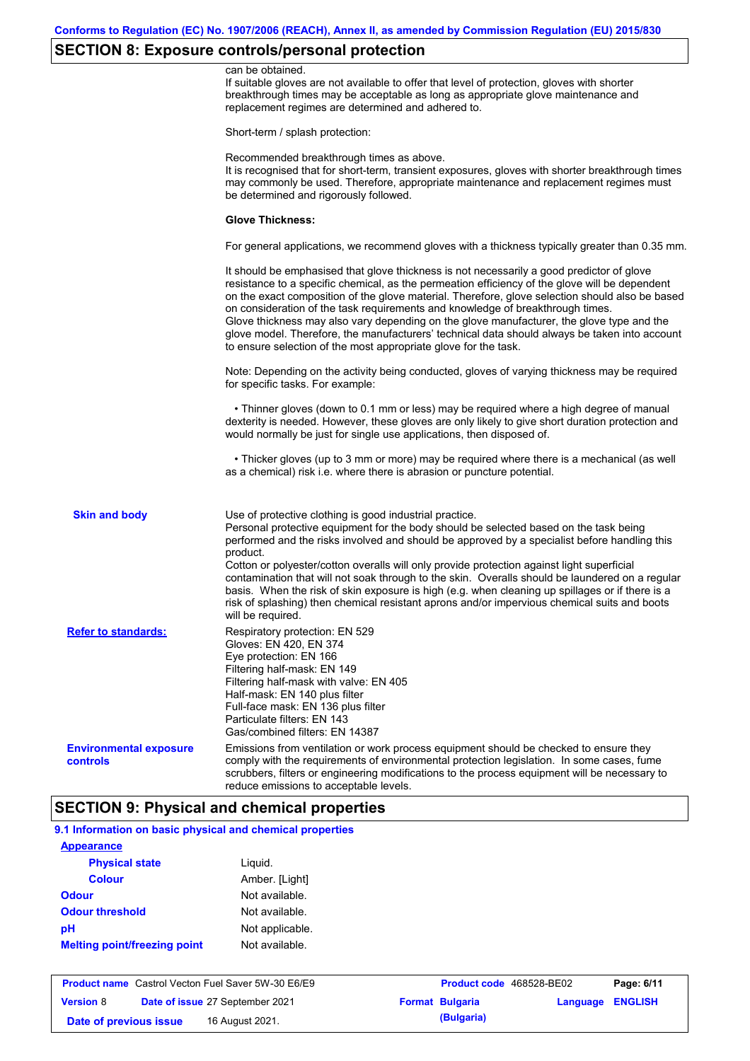## SECTION 8: Exposure controls/personal protection

can be obtained.
If suitable gloves are not available to offer that level of protection, gloves with shorter breakthrough times may be acceptable as long as appropriate glove maintenance and replacement regimes are determined and adhered to.

Short-term / splash protection:

Recommended breakthrough times as above.
It is recognised that for short-term, transient exposures, gloves with shorter breakthrough times may commonly be used. Therefore, appropriate maintenance and replacement regimes must be determined and rigorously followed.

**Glove Thickness:**

For general applications, we recommend gloves with a thickness typically greater than 0.35 mm.

It should be emphasised that glove thickness is not necessarily a good predictor of glove resistance to a specific chemical, as the permeation efficiency of the glove will be dependent on the exact composition of the glove material. Therefore, glove selection should also be based on consideration of the task requirements and knowledge of breakthrough times.
Glove thickness may also vary depending on the glove manufacturer, the glove type and the glove model. Therefore, the manufacturers' technical data should always be taken into account to ensure selection of the most appropriate glove for the task.

Note: Depending on the activity being conducted, gloves of varying thickness may be required for specific tasks. For example:

- Thinner gloves (down to 0.1 mm or less) may be required where a high degree of manual dexterity is needed. However, these gloves are only likely to give short duration protection and would normally be just for single use applications, then disposed of.

- Thicker gloves (up to 3 mm or more) may be required where there is a mechanical (as well as a chemical) risk i.e. where there is abrasion or puncture potential.

**Skin and body**

Use of protective clothing is good industrial practice.
Personal protective equipment for the body should be selected based on the task being performed and the risks involved and should be approved by a specialist before handling this product.
Cotton or polyester/cotton overalls will only provide protection against light superficial contamination that will not soak through to the skin. Overalls should be laundered on a regular basis. When the risk of skin exposure is high (e.g. when cleaning up spillages or if there is a risk of splashing) then chemical resistant aprons and/or impervious chemical suits and boots will be required.

**Refer to standards:**

Respiratory protection: EN 529
Gloves: EN 420, EN 374
Eye protection: EN 166
Filtering half-mask: EN 149
Filtering half-mask with valve: EN 405
Half-mask: EN 140 plus filter
Full-face mask: EN 136 plus filter
Particulate filters: EN 143
Gas/combined filters: EN 14387

**Environmental exposure controls**

Emissions from ventilation or work process equipment should be checked to ensure they comply with the requirements of environmental protection legislation. In some cases, fume scrubbers, filters or engineering modifications to the process equipment will be necessary to reduce emissions to acceptable levels.

## SECTION 9: Physical and chemical properties

### 9.1 Information on basic physical and chemical properties

**Appearance**

| | |
|---|---|
| **Physical state** | Liquid. |
| **Colour** | Amber. [Light] |
| **Odour** | Not available. |
| **Odour threshold** | Not available. |
| **pH** | Not applicable. |
| **Melting point/freezing point** | Not available. |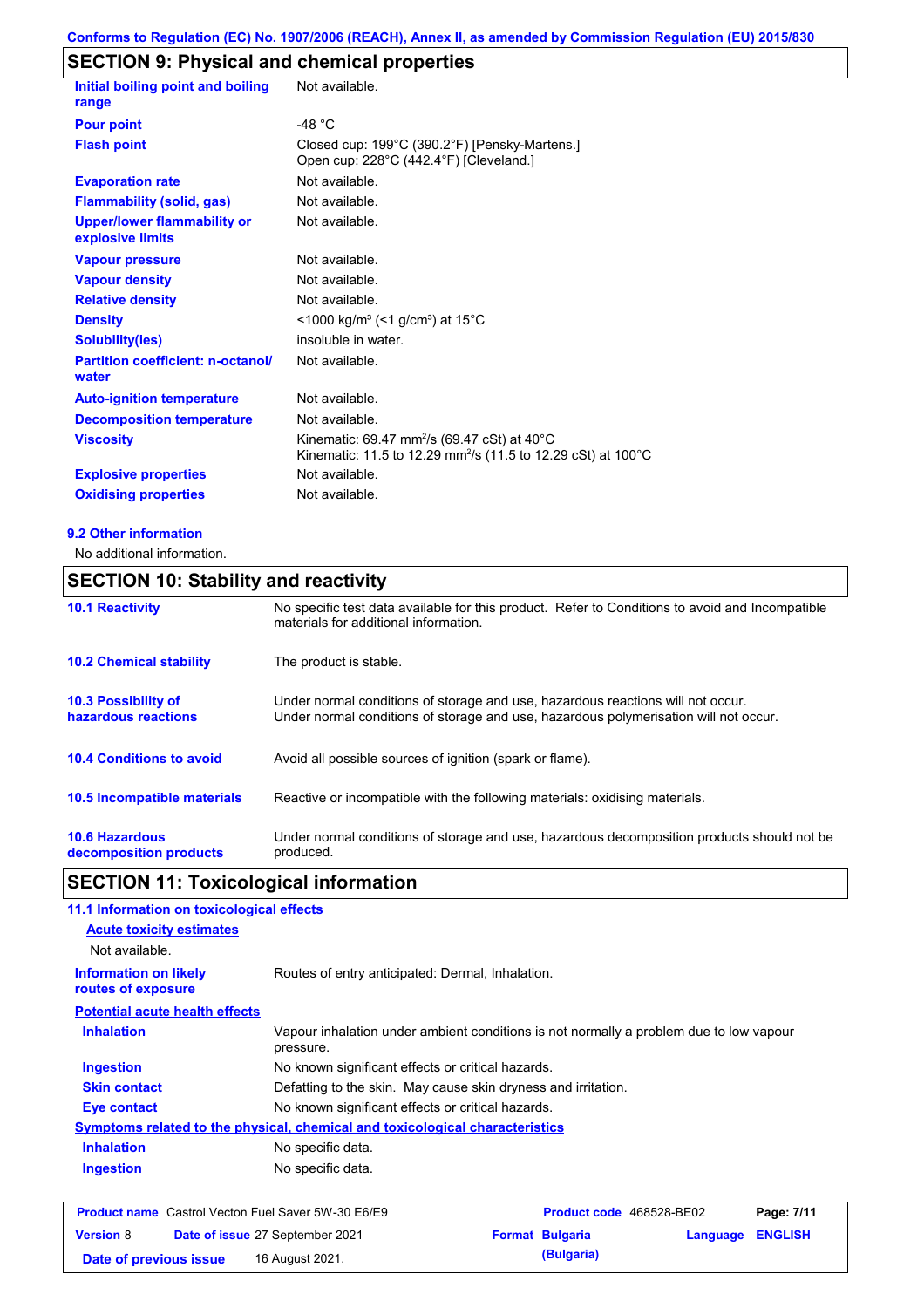## SECTION 9: Physical and chemical properties

| | |
|---|---|
| **Initial boiling point and boiling range** | Not available. |
| **Pour point** | -48 °C |
| **Flash point** | Closed cup: 199°C (390.2°F) [Pensky-Martens.]<br>Open cup: 228°C (442.4°F) [Cleveland.] |
| **Evaporation rate** | Not available. |
| **Flammability (solid, gas)** | Not available. |
| **Upper/lower flammability or explosive limits** | Not available. |
| **Vapour pressure** | Not available. |
| **Vapour density** | Not available. |
| **Relative density** | Not available. |
| **Density** | <1000 kg/m³ (<1 g/cm³) at 15°C |
| **Solubility(ies)** | insoluble in water. |
| **Partition coefficient: n-octanol/ water** | Not available. |
| **Auto-ignition temperature** | Not available. |
| **Decomposition temperature** | Not available. |
| **Viscosity** | Kinematic: 69.47 mm²/s (69.47 cSt) at 40°C<br>Kinematic: 11.5 to 12.29 mm²/s (11.5 to 12.29 cSt) at 100°C |
| **Explosive properties** | Not available. |
| **Oxidising properties** | Not available. |

### 9.2 Other information

No additional information.

## SECTION 10: Stability and reactivity

| | |
|---|---|
| **10.1 Reactivity** | No specific test data available for this product. Refer to Conditions to avoid and Incompatible materials for additional information. |
| **10.2 Chemical stability** | The product is stable. |
| **10.3 Possibility of hazardous reactions** | Under normal conditions of storage and use, hazardous reactions will not occur.<br>Under normal conditions of storage and use, hazardous polymerisation will not occur. |
| **10.4 Conditions to avoid** | Avoid all possible sources of ignition (spark or flame). |
| **10.5 Incompatible materials** | Reactive or incompatible with the following materials: oxidising materials. |
| **10.6 Hazardous decomposition products** | Under normal conditions of storage and use, hazardous decomposition products should not be produced. |

## SECTION 11: Toxicological information

### 11.1 Information on toxicological effects

**Acute toxicity estimates**

Not available.

| | |
|---|---|
| **Information on likely routes of exposure** | Routes of entry anticipated: Dermal, Inhalation. |

**Potential acute health effects**

| | |
|---|---|
| **Inhalation** | Vapour inhalation under ambient conditions is not normally a problem due to low vapour pressure. |
| **Ingestion** | No known significant effects or critical hazards. |
| **Skin contact** | Defatting to the skin. May cause skin dryness and irritation. |
| **Eye contact** | No known significant effects or critical hazards. |

**Symptoms related to the physical, chemical and toxicological characteristics**

| | |
|---|---|
| **Inhalation** | No specific data. |
| **Ingestion** | No specific data. |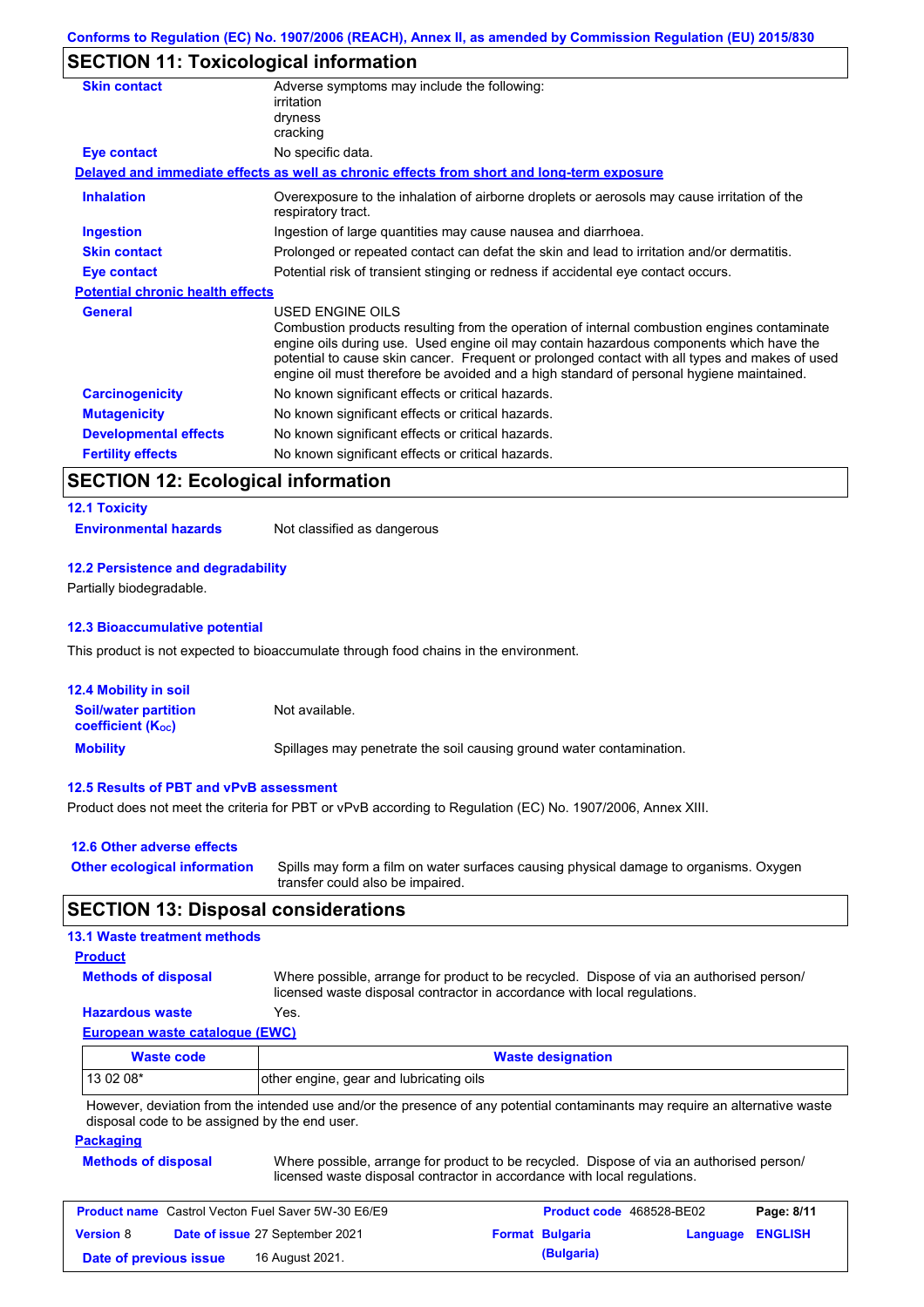## SECTION 11: Toxicological information

**Skin contact** — Adverse symptoms may include the following:
irritation
dryness
cracking

**Eye contact** — No specific data.

**Delayed and immediate effects as well as chronic effects from short and long-term exposure**

**Inhalation** — Overexposure to the inhalation of airborne droplets or aerosols may cause irritation of the respiratory tract.

**Ingestion** — Ingestion of large quantities may cause nausea and diarrhoea.

**Skin contact** — Prolonged or repeated contact can defat the skin and lead to irritation and/or dermatitis.

**Eye contact** — Potential risk of transient stinging or redness if accidental eye contact occurs.

**Potential chronic health effects**

**General** — USED ENGINE OILS
Combustion products resulting from the operation of internal combustion engines contaminate engine oils during use. Used engine oil may contain hazardous components which have the potential to cause skin cancer. Frequent or prolonged contact with all types and makes of used engine oil must therefore be avoided and a high standard of personal hygiene maintained.

**Carcinogenicity** — No known significant effects or critical hazards.

**Mutagenicity** — No known significant effects or critical hazards.

**Developmental effects** — No known significant effects or critical hazards.

**Fertility effects** — No known significant effects or critical hazards.

## SECTION 12: Ecological information

### 12.1 Toxicity

**Environmental hazards** — Not classified as dangerous

### 12.2 Persistence and degradability

Partially biodegradable.

### 12.3 Bioaccumulative potential

This product is not expected to bioaccumulate through food chains in the environment.

### 12.4 Mobility in soil

**Soil/water partition coefficient ($K_{OC}$)** — Not available.

**Mobility** — Spillages may penetrate the soil causing ground water contamination.

### 12.5 Results of PBT and vPvB assessment

Product does not meet the criteria for PBT or vPvB according to Regulation (EC) No. 1907/2006, Annex XIII.

### 12.6 Other adverse effects

**Other ecological information** — Spills may form a film on water surfaces causing physical damage to organisms. Oxygen transfer could also be impaired.

## SECTION 13: Disposal considerations

### 13.1 Waste treatment methods

**Product**

**Methods of disposal** — Where possible, arrange for product to be recycled. Dispose of via an authorised person/ licensed waste disposal contractor in accordance with local regulations.

**Hazardous waste** — Yes.

**European waste catalogue (EWC)**

| Waste code | Waste designation |
|---|---|
| 13 02 08* | other engine, gear and lubricating oils |

However, deviation from the intended use and/or the presence of any potential contaminants may require an alternative waste disposal code to be assigned by the end user.

**Packaging**

**Methods of disposal** — Where possible, arrange for product to be recycled. Dispose of via an authorised person/ licensed waste disposal contractor in accordance with local regulations.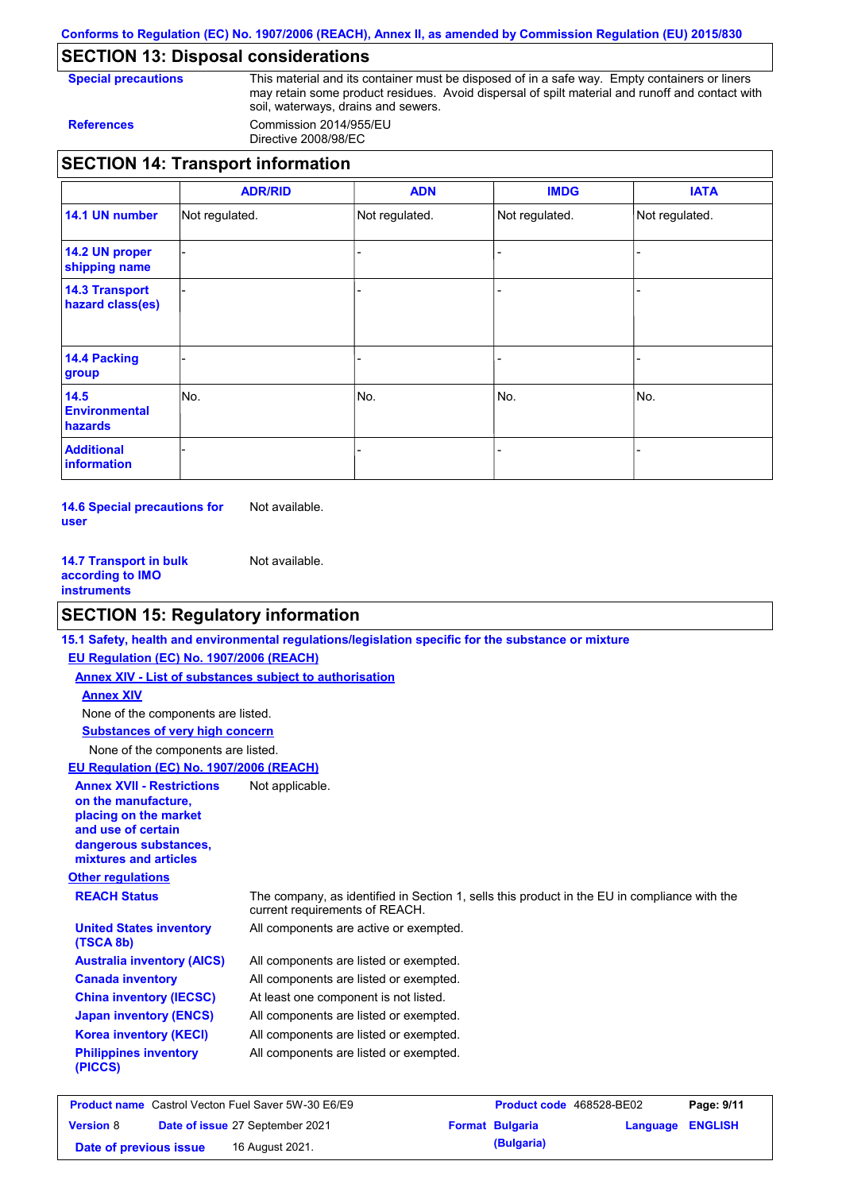## SECTION 13: Disposal considerations

**Special precautions**: This material and its container must be disposed of in a safe way. Empty containers or liners may retain some product residues. Avoid dispersal of spilt material and runoff and contact with soil, waterways, drains and sewers.

**References**: Commission 2014/955/EU
Directive 2008/98/EC

## SECTION 14: Transport information

| | ADR/RID | ADN | IMDG | IATA |
|---|---|---|---|---|
| **14.1 UN number** | Not regulated. | Not regulated. | Not regulated. | Not regulated. |
| **14.2 UN proper shipping name** | - | - | - | - |
| **14.3 Transport hazard class(es)** | - | - | - | - |
| **14.4 Packing group** | - | - | - | - |
| **14.5 Environmental hazards** | No. | No. | No. | No. |
| **Additional information** | - | - | - | - |

**14.6 Special precautions for user**: Not available.

**14.7 Transport in bulk according to IMO instruments**: Not available.

## SECTION 15: Regulatory information

**15.1 Safety, health and environmental regulations/legislation specific for the substance or mixture**

**EU Regulation (EC) No. 1907/2006 (REACH)**

**Annex XIV - List of substances subject to authorisation**

**Annex XIV**

None of the components are listed.

**Substances of very high concern**

None of the components are listed.

**EU Regulation (EC) No. 1907/2006 (REACH)**

**Annex XVII - Restrictions on the manufacture, placing on the market and use of certain dangerous substances, mixtures and articles**: Not applicable.

**Other regulations**

**REACH Status**: The company, as identified in Section 1, sells this product in the EU in compliance with the current requirements of REACH.

**United States inventory (TSCA 8b)**: All components are active or exempted.

**Australia inventory (AICS)**: All components are listed or exempted.

**Canada inventory**: All components are listed or exempted.

**China inventory (IECSC)**: At least one component is not listed.

**Japan inventory (ENCS)**: All components are listed or exempted.

**Korea inventory (KECI)**: All components are listed or exempted.

**Philippines inventory (PICCS)**: All components are listed or exempted.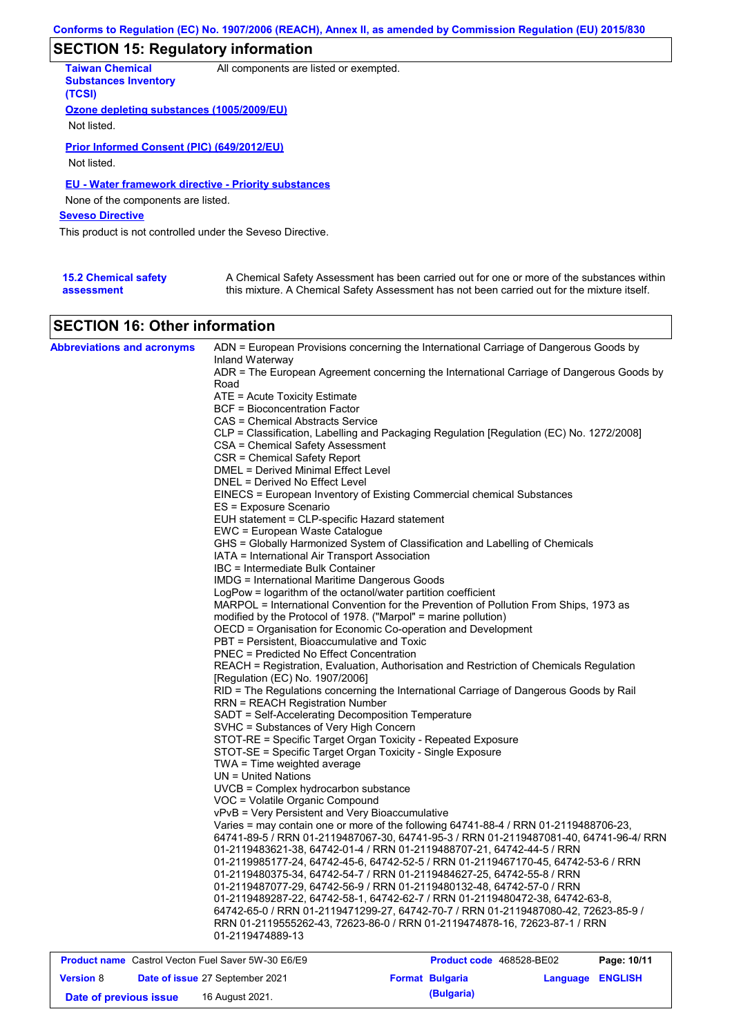## SECTION 15: Regulatory information

**Taiwan Chemical Substances Inventory (TCSI)**: All components are listed or exempted.

**Ozone depleting substances (1005/2009/EU)**

Not listed.

**Prior Informed Consent (PIC) (649/2012/EU)**

Not listed.

**EU - Water framework directive - Priority substances**

None of the components are listed.

**Seveso Directive**

This product is not controlled under the Seveso Directive.

**15.2 Chemical safety assessment**: A Chemical Safety Assessment has been carried out for one or more of the substances within this mixture. A Chemical Safety Assessment has not been carried out for the mixture itself.

## SECTION 16: Other information

**Abbreviations and acronyms**

ADN = European Provisions concerning the International Carriage of Dangerous Goods by Inland Waterway
ADR = The European Agreement concerning the International Carriage of Dangerous Goods by Road
ATE = Acute Toxicity Estimate
BCF = Bioconcentration Factor
CAS = Chemical Abstracts Service
CLP = Classification, Labelling and Packaging Regulation [Regulation (EC) No. 1272/2008]
CSA = Chemical Safety Assessment
CSR = Chemical Safety Report
DMEL = Derived Minimal Effect Level
DNEL = Derived No Effect Level
EINECS = European Inventory of Existing Commercial chemical Substances
ES = Exposure Scenario
EUH statement = CLP-specific Hazard statement
EWC = European Waste Catalogue
GHS = Globally Harmonized System of Classification and Labelling of Chemicals
IATA = International Air Transport Association
IBC = Intermediate Bulk Container
IMDG = International Maritime Dangerous Goods
LogPow = logarithm of the octanol/water partition coefficient
MARPOL = International Convention for the Prevention of Pollution From Ships, 1973 as modified by the Protocol of 1978. ("Marpol" = marine pollution)
OECD = Organisation for Economic Co-operation and Development
PBT = Persistent, Bioaccumulative and Toxic
PNEC = Predicted No Effect Concentration
REACH = Registration, Evaluation, Authorisation and Restriction of Chemicals Regulation [Regulation (EC) No. 1907/2006]
RID = The Regulations concerning the International Carriage of Dangerous Goods by Rail
RRN = REACH Registration Number
SADT = Self-Accelerating Decomposition Temperature
SVHC = Substances of Very High Concern
STOT-RE = Specific Target Organ Toxicity - Repeated Exposure
STOT-SE = Specific Target Organ Toxicity - Single Exposure
TWA = Time weighted average
UN = United Nations
UVCB = Complex hydrocarbon substance
VOC = Volatile Organic Compound
vPvB = Very Persistent and Very Bioaccumulative
Varies = may contain one or more of the following 64741-88-4 / RRN 01-2119488706-23, 64741-89-5 / RRN 01-2119487067-30, 64741-95-3 / RRN 01-2119487081-40, 64741-96-4/ RRN 01-2119483621-38, 64742-01-4 / RRN 01-2119488707-21, 64742-44-5 / RRN 01-2119985177-24, 64742-45-6, 64742-52-5 / RRN 01-2119467170-45, 64742-53-6 / RRN 01-2119480375-34, 64742-54-7 / RRN 01-2119484627-25, 64742-55-8 / RRN 01-2119487077-29, 64742-56-9 / RRN 01-2119480132-48, 64742-57-0 / RRN 01-2119489287-22, 64742-58-1, 64742-62-7 / RRN 01-2119480472-38, 64742-63-8, 64742-65-0 / RRN 01-2119471299-27, 64742-70-7 / RRN 01-2119487080-42, 72623-85-9 / RRN 01-2119555262-43, 72623-86-0 / RRN 01-2119474878-16, 72623-87-1 / RRN 01-2119474889-13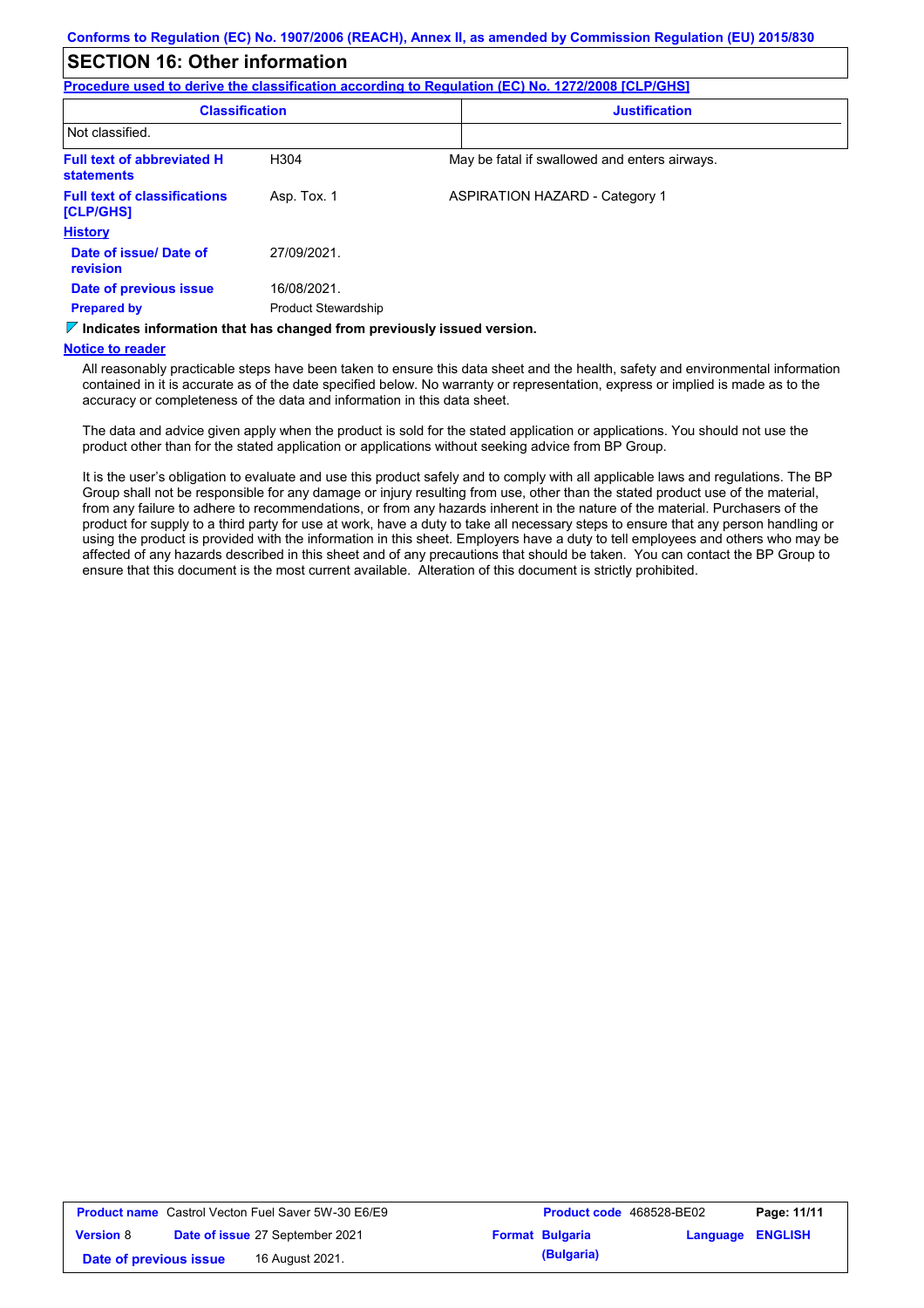## SECTION 16: Other information

**Procedure used to derive the classification according to Regulation (EC) No. 1272/2008 [CLP/GHS]**

| Classification | Justification |
|---|---|
| Not classified. | |

| | | |
|---|---|---|
| **Full text of abbreviated H statements** | H304 | May be fatal if swallowed and enters airways. |
| **Full text of classifications [CLP/GHS]** | Asp. Tox. 1 | ASPIRATION HAZARD - Category 1 |

**History**

| | |
|---|---|
| **Date of issue/ Date of revision** | 27/09/2021. |
| **Date of previous issue** | 16/08/2021. |
| **Prepared by** | Product Stewardship |

**Indicates information that has changed from previously issued version.**

**Notice to reader**

All reasonably practicable steps have been taken to ensure this data sheet and the health, safety and environmental information contained in it is accurate as of the date specified below. No warranty or representation, express or implied is made as to the accuracy or completeness of the data and information in this data sheet.

The data and advice given apply when the product is sold for the stated application or applications. You should not use the product other than for the stated application or applications without seeking advice from BP Group.

It is the user's obligation to evaluate and use this product safely and to comply with all applicable laws and regulations. The BP Group shall not be responsible for any damage or injury resulting from use, other than the stated product use of the material, from any failure to adhere to recommendations, or from any hazards inherent in the nature of the material. Purchasers of the product for supply to a third party for use at work, have a duty to take all necessary steps to ensure that any person handling or using the product is provided with the information in this sheet. Employers have a duty to tell employees and others who may be affected of any hazards described in this sheet and of any precautions that should be taken. You can contact the BP Group to ensure that this document is the most current available. Alteration of this document is strictly prohibited.